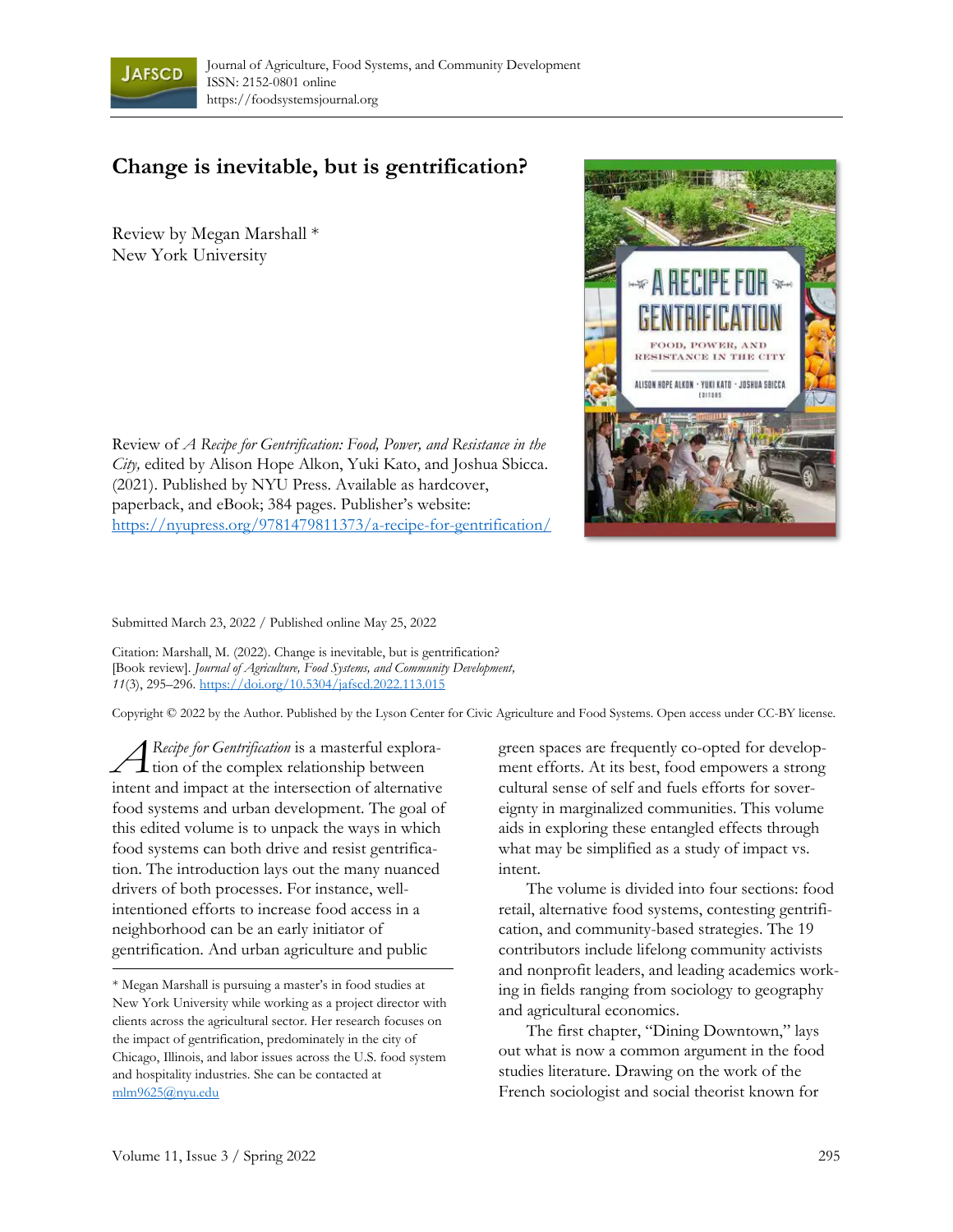Journal of Agriculture, Food Systems, and Community Development
ISSN: 2152-0801 online
https://foodsystemsjournal.org

# Change is inevitable, but is gentrification?

Review by Megan Marshall *
New York University

Review of *A Recipe for Gentrification: Food, Power, and Resistance in the City,* edited by Alison Hope Alkon, Yuki Kato, and Joshua Sbicca. (2021). Published by NYU Press. Available as hardcover, paperback, and eBook; 384 pages. Publisher's website: https://nyupress.org/9781479811373/a-recipe-for-gentrification/

Submitted March 23, 2022 / Published online May 25, 2022

Citation: Marshall, M. (2022). Change is inevitable, but is gentrification? [Book review]. *Journal of Agriculture, Food Systems, and Community Development, 11*(3), 295–296. https://doi.org/10.5304/jafscd.2022.113.015

Copyright © 2022 by the Author. Published by the Lyson Center for Civic Agriculture and Food Systems. Open access under CC-BY license.

*A Recipe for Gentrification* is a masterful exploration of the complex relationship between intent and impact at the intersection of alternative food systems and urban development. The goal of this edited volume is to unpack the ways in which food systems can both drive and resist gentrification. The introduction lays out the many nuanced drivers of both processes. For instance, well-intentioned efforts to increase food access in a neighborhood can be an early initiator of gentrification. And urban agriculture and public green spaces are frequently co-opted for development efforts. At its best, food empowers a strong cultural sense of self and fuels efforts for sovereignty in marginalized communities. This volume aids in exploring these entangled effects through what may be simplified as a study of impact vs. intent.

The volume is divided into four sections: food retail, alternative food systems, contesting gentrification, and community-based strategies. The 19 contributors include lifelong community activists and nonprofit leaders, and leading academics working in fields ranging from sociology to geography and agricultural economics.

The first chapter, "Dining Downtown," lays out what is now a common argument in the food studies literature. Drawing on the work of the French sociologist and social theorist known for

* Megan Marshall is pursuing a master's in food studies at New York University while working as a project director with clients across the agricultural sector. Her research focuses on the impact of gentrification, predominately in the city of Chicago, Illinois, and labor issues across the U.S. food system and hospitality industries. She can be contacted at mlm9625@nyu.edu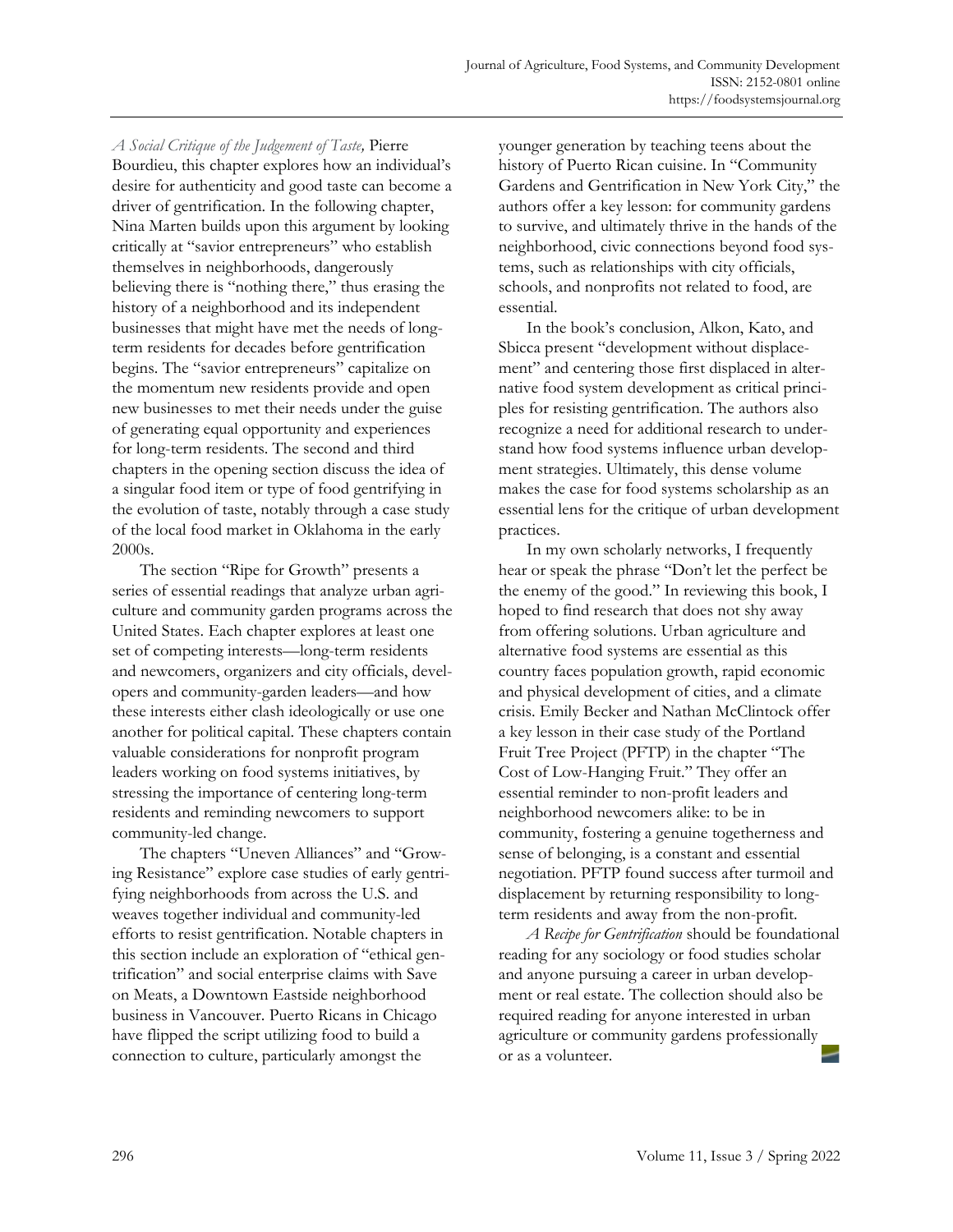*A Social Critique of the Judgement of Taste,* Pierre Bourdieu, this chapter explores how an individual's desire for authenticity and good taste can become a driver of gentrification. In the following chapter, Nina Marten builds upon this argument by looking critically at "savior entrepreneurs" who establish themselves in neighborhoods, dangerously believing there is "nothing there," thus erasing the history of a neighborhood and its independent businesses that might have met the needs of long-term residents for decades before gentrification begins. The "savior entrepreneurs" capitalize on the momentum new residents provide and open new businesses to met their needs under the guise of generating equal opportunity and experiences for long-term residents. The second and third chapters in the opening section discuss the idea of a singular food item or type of food gentrifying in the evolution of taste, notably through a case study of the local food market in Oklahoma in the early 2000s.

The section "Ripe for Growth" presents a series of essential readings that analyze urban agriculture and community garden programs across the United States. Each chapter explores at least one set of competing interests—long-term residents and newcomers, organizers and city officials, developers and community-garden leaders—and how these interests either clash ideologically or use one another for political capital. These chapters contain valuable considerations for nonprofit program leaders working on food systems initiatives, by stressing the importance of centering long-term residents and reminding newcomers to support community-led change.

The chapters "Uneven Alliances" and "Growing Resistance" explore case studies of early gentrifying neighborhoods from across the U.S. and weaves together individual and community-led efforts to resist gentrification. Notable chapters in this section include an exploration of "ethical gentrification" and social enterprise claims with Save on Meats, a Downtown Eastside neighborhood business in Vancouver. Puerto Ricans in Chicago have flipped the script utilizing food to build a connection to culture, particularly amongst the younger generation by teaching teens about the history of Puerto Rican cuisine. In "Community Gardens and Gentrification in New York City," the authors offer a key lesson: for community gardens to survive, and ultimately thrive in the hands of the neighborhood, civic connections beyond food systems, such as relationships with city officials, schools, and nonprofits not related to food, are essential.

In the book's conclusion, Alkon, Kato, and Sbicca present "development without displacement" and centering those first displaced in alternative food system development as critical principles for resisting gentrification. The authors also recognize a need for additional research to understand how food systems influence urban development strategies. Ultimately, this dense volume makes the case for food systems scholarship as an essential lens for the critique of urban development practices.

In my own scholarly networks, I frequently hear or speak the phrase "Don't let the perfect be the enemy of the good." In reviewing this book, I hoped to find research that does not shy away from offering solutions. Urban agriculture and alternative food systems are essential as this country faces population growth, rapid economic and physical development of cities, and a climate crisis. Emily Becker and Nathan McClintock offer a key lesson in their case study of the Portland Fruit Tree Project (PFTP) in the chapter "The Cost of Low-Hanging Fruit." They offer an essential reminder to non-profit leaders and neighborhood newcomers alike: to be in community, fostering a genuine togetherness and sense of belonging, is a constant and essential negotiation. PFTP found success after turmoil and displacement by returning responsibility to long-term residents and away from the non-profit.

*A Recipe for Gentrification* should be foundational reading for any sociology or food studies scholar and anyone pursuing a career in urban development or real estate. The collection should also be required reading for anyone interested in urban agriculture or community gardens professionally or as a volunteer.